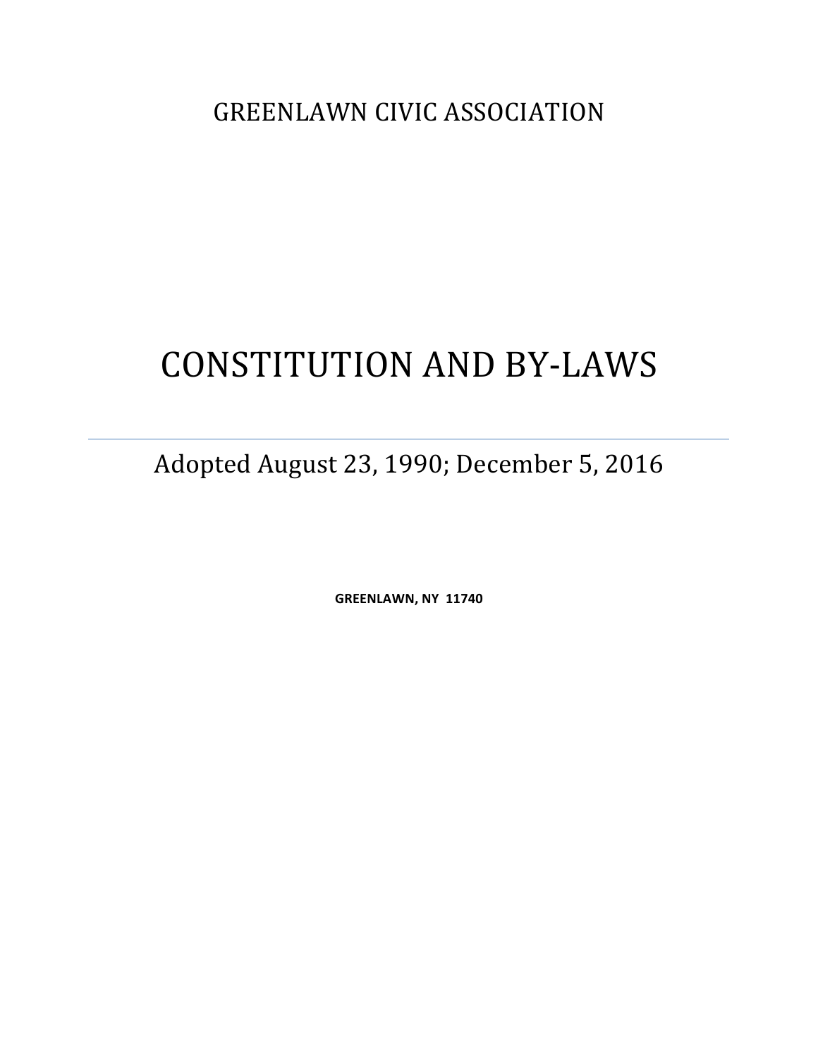GREENLAWN CIVIC ASSOCIATION

# CONSTITUTION AND BY-LAWS

---

Adopted August 23, 1990; December 5, 2016

**GREENLAWN, NY 11740**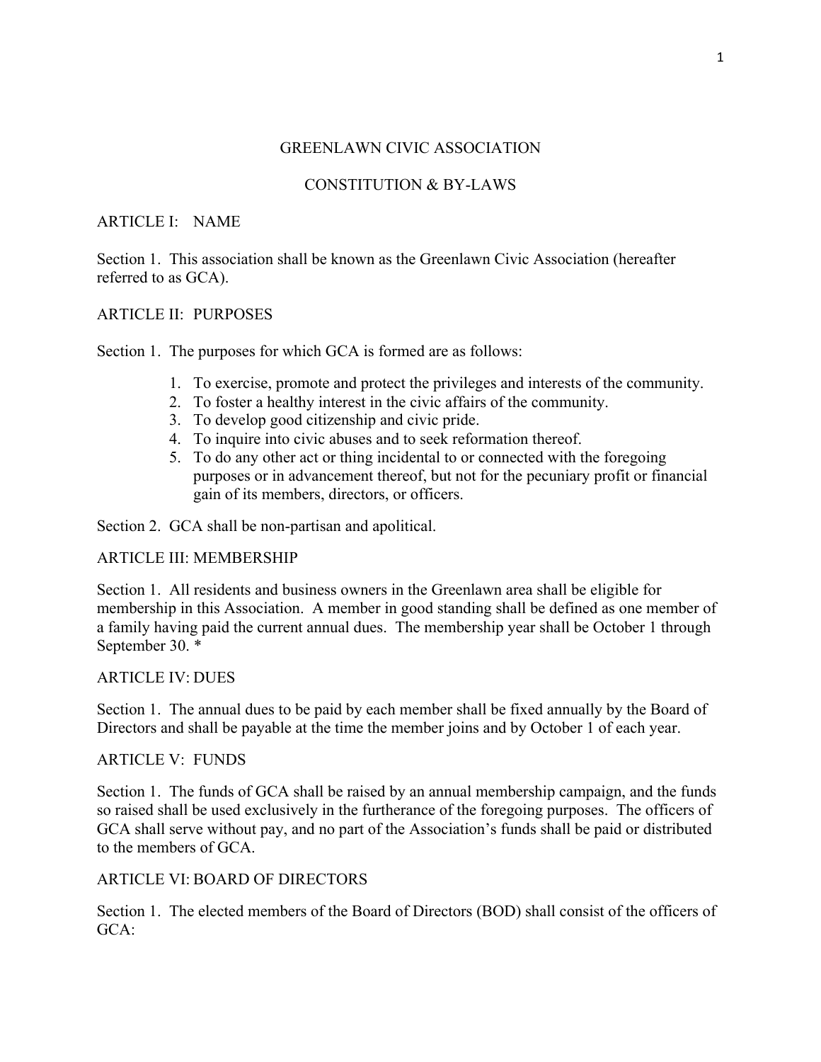# GREENLAWN CIVIC ASSOCIATION

## CONSTITUTION & BY-LAWS

### ARTICLE I: NAME

Section 1. This association shall be known as the Greenlawn Civic Association (hereafter referred to as GCA).

### ARTICLE II: PURPOSES

Section 1. The purposes for which GCA is formed are as follows:

1. To exercise, promote and protect the privileges and interests of the community.
2. To foster a healthy interest in the civic affairs of the community.
3. To develop good citizenship and civic pride.
4. To inquire into civic abuses and to seek reformation thereof.
5. To do any other act or thing incidental to or connected with the foregoing purposes or in advancement thereof, but not for the pecuniary profit or financial gain of its members, directors, or officers.

Section 2. GCA shall be non-partisan and apolitical.

### ARTICLE III: MEMBERSHIP

Section 1. All residents and business owners in the Greenlawn area shall be eligible for membership in this Association. A member in good standing shall be defined as one member of a family having paid the current annual dues. The membership year shall be October 1 through September 30. *

### ARTICLE IV: DUES

Section 1. The annual dues to be paid by each member shall be fixed annually by the Board of Directors and shall be payable at the time the member joins and by October 1 of each year.

### ARTICLE V: FUNDS

Section 1. The funds of GCA shall be raised by an annual membership campaign, and the funds so raised shall be used exclusively in the furtherance of the foregoing purposes. The officers of GCA shall serve without pay, and no part of the Association's funds shall be paid or distributed to the members of GCA.

### ARTICLE VI: BOARD OF DIRECTORS

Section 1. The elected members of the Board of Directors (BOD) shall consist of the officers of GCA: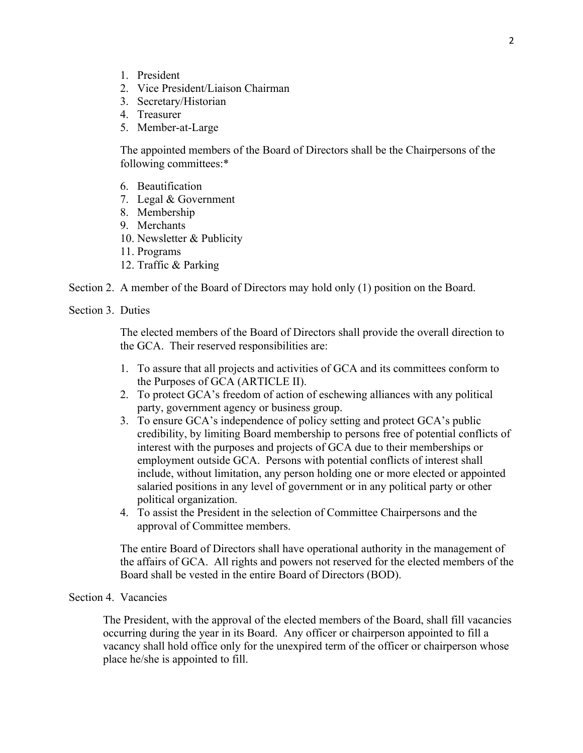1. President
2. Vice President/Liaison Chairman
3. Secretary/Historian
4. Treasurer
5. Member-at-Large

The appointed members of the Board of Directors shall be the Chairpersons of the following committees:*

6. Beautification
7. Legal & Government
8. Membership
9. Merchants
10. Newsletter & Publicity
11. Programs
12. Traffic & Parking

Section 2. A member of the Board of Directors may hold only (1) position on the Board.

Section 3. Duties

The elected members of the Board of Directors shall provide the overall direction to the GCA. Their reserved responsibilities are:

1. To assure that all projects and activities of GCA and its committees conform to the Purposes of GCA (ARTICLE II).
2. To protect GCA's freedom of action of eschewing alliances with any political party, government agency or business group.
3. To ensure GCA's independence of policy setting and protect GCA's public credibility, by limiting Board membership to persons free of potential conflicts of interest with the purposes and projects of GCA due to their memberships or employment outside GCA. Persons with potential conflicts of interest shall include, without limitation, any person holding one or more elected or appointed salaried positions in any level of government or in any political party or other political organization.
4. To assist the President in the selection of Committee Chairpersons and the approval of Committee members.

The entire Board of Directors shall have operational authority in the management of the affairs of GCA. All rights and powers not reserved for the elected members of the Board shall be vested in the entire Board of Directors (BOD).

Section 4. Vacancies

The President, with the approval of the elected members of the Board, shall fill vacancies occurring during the year in its Board. Any officer or chairperson appointed to fill a vacancy shall hold office only for the unexpired term of the officer or chairperson whose place he/she is appointed to fill.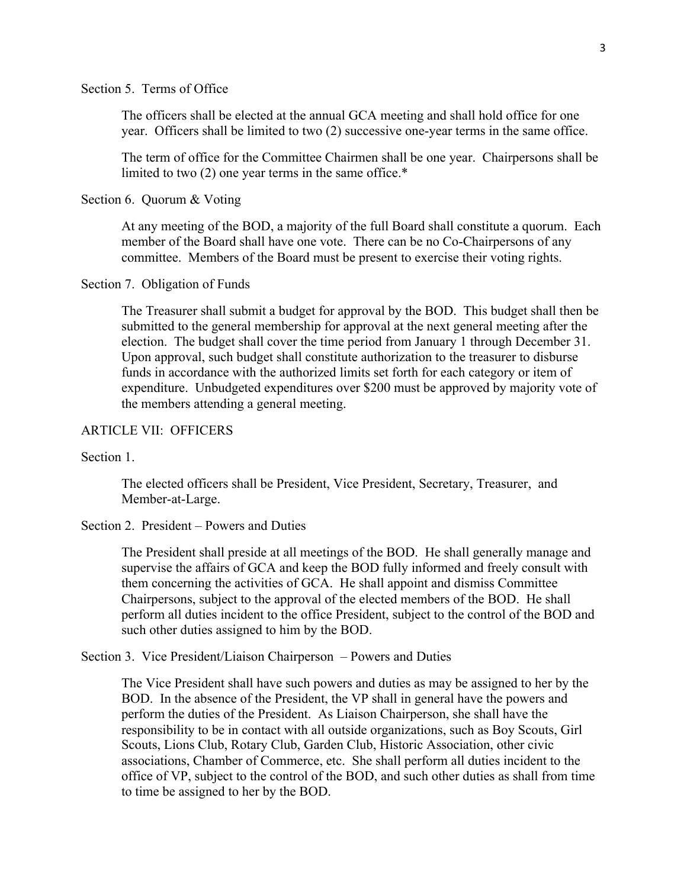Section 5. Terms of Office

The officers shall be elected at the annual GCA meeting and shall hold office for one year. Officers shall be limited to two (2) successive one-year terms in the same office.

The term of office for the Committee Chairmen shall be one year. Chairpersons shall be limited to two (2) one year terms in the same office.*

Section 6. Quorum & Voting

At any meeting of the BOD, a majority of the full Board shall constitute a quorum. Each member of the Board shall have one vote. There can be no Co-Chairpersons of any committee. Members of the Board must be present to exercise their voting rights.

Section 7. Obligation of Funds

The Treasurer shall submit a budget for approval by the BOD. This budget shall then be submitted to the general membership for approval at the next general meeting after the election. The budget shall cover the time period from January 1 through December 31. Upon approval, such budget shall constitute authorization to the treasurer to disburse funds in accordance with the authorized limits set forth for each category or item of expenditure. Unbudgeted expenditures over $200 must be approved by majority vote of the members attending a general meeting.

## ARTICLE VII: OFFICERS

Section 1.

The elected officers shall be President, Vice President, Secretary, Treasurer, and Member-at-Large.

Section 2. President – Powers and Duties

The President shall preside at all meetings of the BOD. He shall generally manage and supervise the affairs of GCA and keep the BOD fully informed and freely consult with them concerning the activities of GCA. He shall appoint and dismiss Committee Chairpersons, subject to the approval of the elected members of the BOD. He shall perform all duties incident to the office President, subject to the control of the BOD and such other duties assigned to him by the BOD.

Section 3. Vice President/Liaison Chairperson – Powers and Duties

The Vice President shall have such powers and duties as may be assigned to her by the BOD. In the absence of the President, the VP shall in general have the powers and perform the duties of the President. As Liaison Chairperson, she shall have the responsibility to be in contact with all outside organizations, such as Boy Scouts, Girl Scouts, Lions Club, Rotary Club, Garden Club, Historic Association, other civic associations, Chamber of Commerce, etc. She shall perform all duties incident to the office of VP, subject to the control of the BOD, and such other duties as shall from time to time be assigned to her by the BOD.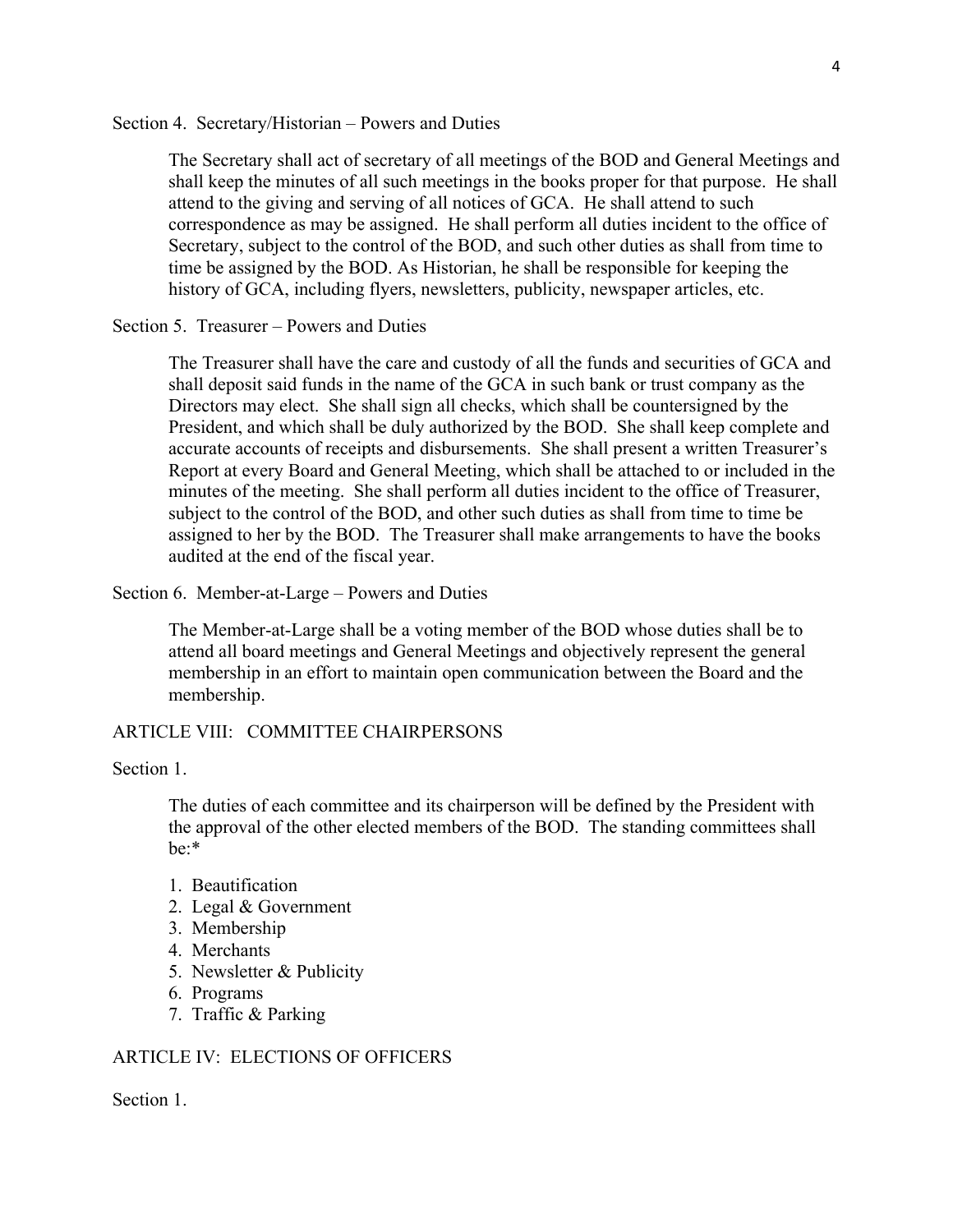Section 4. Secretary/Historian – Powers and Duties

The Secretary shall act of secretary of all meetings of the BOD and General Meetings and shall keep the minutes of all such meetings in the books proper for that purpose. He shall attend to the giving and serving of all notices of GCA. He shall attend to such correspondence as may be assigned. He shall perform all duties incident to the office of Secretary, subject to the control of the BOD, and such other duties as shall from time to time be assigned by the BOD. As Historian, he shall be responsible for keeping the history of GCA, including flyers, newsletters, publicity, newspaper articles, etc.

Section 5. Treasurer – Powers and Duties

The Treasurer shall have the care and custody of all the funds and securities of GCA and shall deposit said funds in the name of the GCA in such bank or trust company as the Directors may elect. She shall sign all checks, which shall be countersigned by the President, and which shall be duly authorized by the BOD. She shall keep complete and accurate accounts of receipts and disbursements. She shall present a written Treasurer's Report at every Board and General Meeting, which shall be attached to or included in the minutes of the meeting. She shall perform all duties incident to the office of Treasurer, subject to the control of the BOD, and other such duties as shall from time to time be assigned to her by the BOD. The Treasurer shall make arrangements to have the books audited at the end of the fiscal year.

Section 6. Member-at-Large – Powers and Duties

The Member-at-Large shall be a voting member of the BOD whose duties shall be to attend all board meetings and General Meetings and objectively represent the general membership in an effort to maintain open communication between the Board and the membership.

## ARTICLE VIII: COMMITTEE CHAIRPERSONS

Section 1.

The duties of each committee and its chairperson will be defined by the President with the approval of the other elected members of the BOD. The standing committees shall be:*

1. Beautification
2. Legal & Government
3. Membership
4. Merchants
5. Newsletter & Publicity
6. Programs
7. Traffic & Parking

## ARTICLE IV: ELECTIONS OF OFFICERS

Section 1.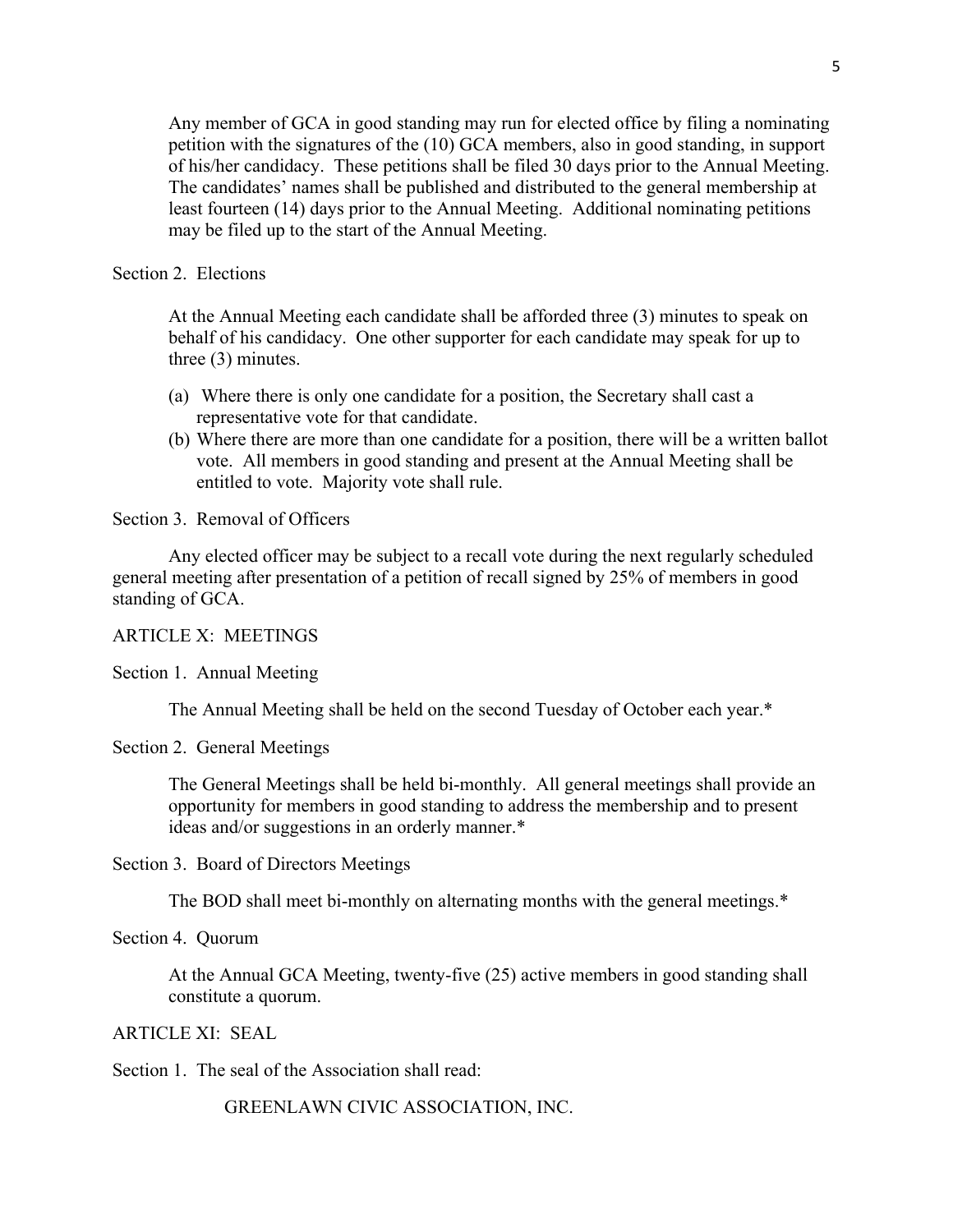Any member of GCA in good standing may run for elected office by filing a nominating petition with the signatures of the (10) GCA members, also in good standing, in support of his/her candidacy. These petitions shall be filed 30 days prior to the Annual Meeting. The candidates' names shall be published and distributed to the general membership at least fourteen (14) days prior to the Annual Meeting. Additional nominating petitions may be filed up to the start of the Annual Meeting.

Section 2. Elections

At the Annual Meeting each candidate shall be afforded three (3) minutes to speak on behalf of his candidacy. One other supporter for each candidate may speak for up to three (3) minutes.

(a) Where there is only one candidate for a position, the Secretary shall cast a representative vote for that candidate.
(b) Where there are more than one candidate for a position, there will be a written ballot vote. All members in good standing and present at the Annual Meeting shall be entitled to vote. Majority vote shall rule.

Section 3. Removal of Officers

Any elected officer may be subject to a recall vote during the next regularly scheduled general meeting after presentation of a petition of recall signed by 25% of members in good standing of GCA.

ARTICLE X: MEETINGS

Section 1. Annual Meeting

The Annual Meeting shall be held on the second Tuesday of October each year.*

Section 2. General Meetings

The General Meetings shall be held bi-monthly. All general meetings shall provide an opportunity for members in good standing to address the membership and to present ideas and/or suggestions in an orderly manner.*

Section 3. Board of Directors Meetings

The BOD shall meet bi-monthly on alternating months with the general meetings.*

Section 4. Quorum

At the Annual GCA Meeting, twenty-five (25) active members in good standing shall constitute a quorum.

ARTICLE XI: SEAL

Section 1. The seal of the Association shall read:

GREENLAWN CIVIC ASSOCIATION, INC.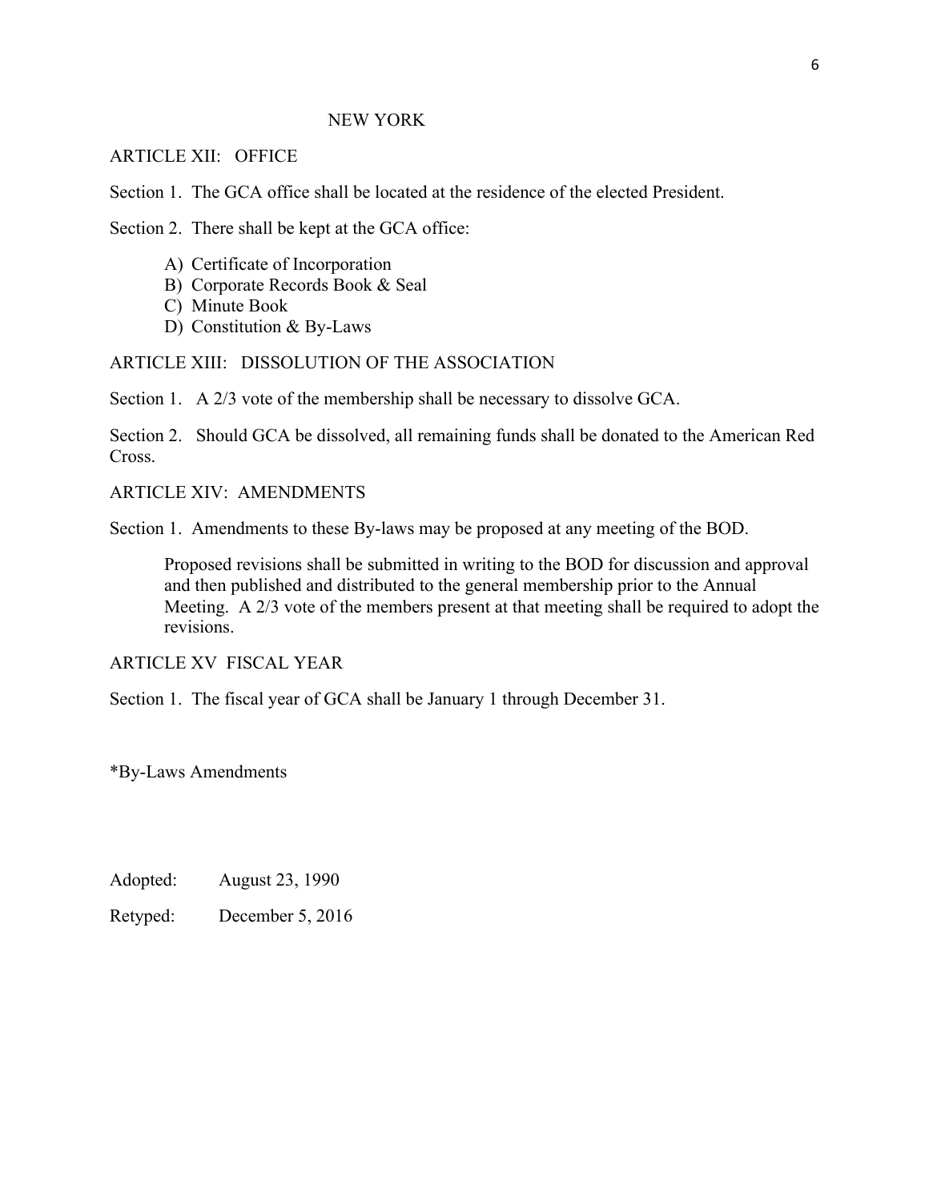NEW YORK

## ARTICLE XII: OFFICE

Section 1. The GCA office shall be located at the residence of the elected President.

Section 2. There shall be kept at the GCA office:

A) Certificate of Incorporation
B) Corporate Records Book & Seal
C) Minute Book
D) Constitution & By-Laws

## ARTICLE XIII: DISSOLUTION OF THE ASSOCIATION

Section 1. A 2/3 vote of the membership shall be necessary to dissolve GCA.

Section 2. Should GCA be dissolved, all remaining funds shall be donated to the American Red Cross.

## ARTICLE XIV: AMENDMENTS

Section 1. Amendments to these By-laws may be proposed at any meeting of the BOD.

Proposed revisions shall be submitted in writing to the BOD for discussion and approval and then published and distributed to the general membership prior to the Annual Meeting. A 2/3 vote of the members present at that meeting shall be required to adopt the revisions.

## ARTICLE XV FISCAL YEAR

Section 1. The fiscal year of GCA shall be January 1 through December 31.

*By-Laws Amendments

Adopted: August 23, 1990

Retyped: December 5, 2016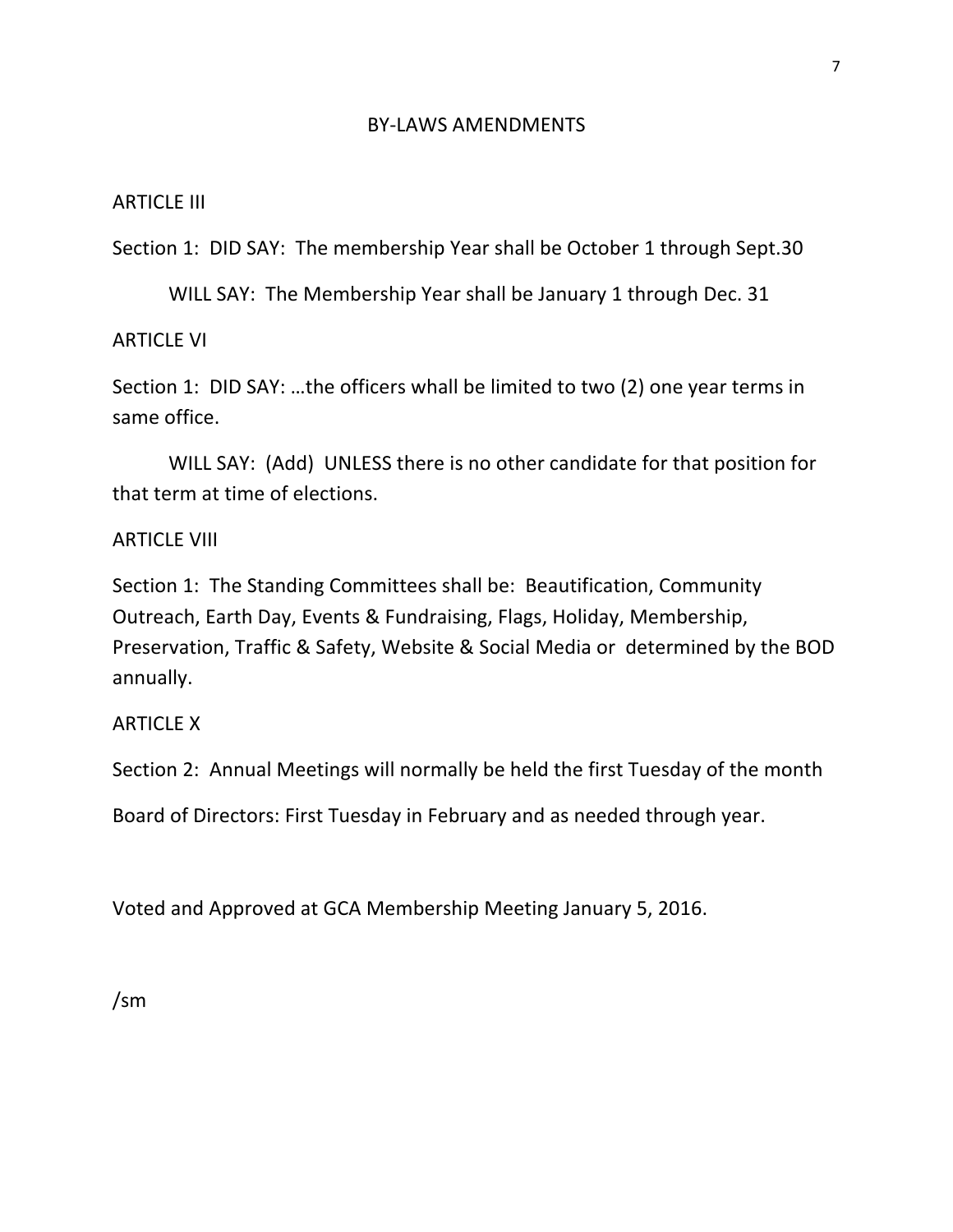# BY-LAWS AMENDMENTS

ARTICLE III

Section 1: DID SAY: The membership Year shall be October 1 through Sept.30

WILL SAY: The Membership Year shall be January 1 through Dec. 31

ARTICLE VI

Section 1: DID SAY: …the officers whall be limited to two (2) one year terms in same office.

WILL SAY: (Add) UNLESS there is no other candidate for that position for that term at time of elections.

ARTICLE VIII

Section 1: The Standing Committees shall be: Beautification, Community Outreach, Earth Day, Events & Fundraising, Flags, Holiday, Membership, Preservation, Traffic & Safety, Website & Social Media or determined by the BOD annually.

ARTICLE X

Section 2: Annual Meetings will normally be held the first Tuesday of the month

Board of Directors: First Tuesday in February and as needed through year.

Voted and Approved at GCA Membership Meeting January 5, 2016.

/sm